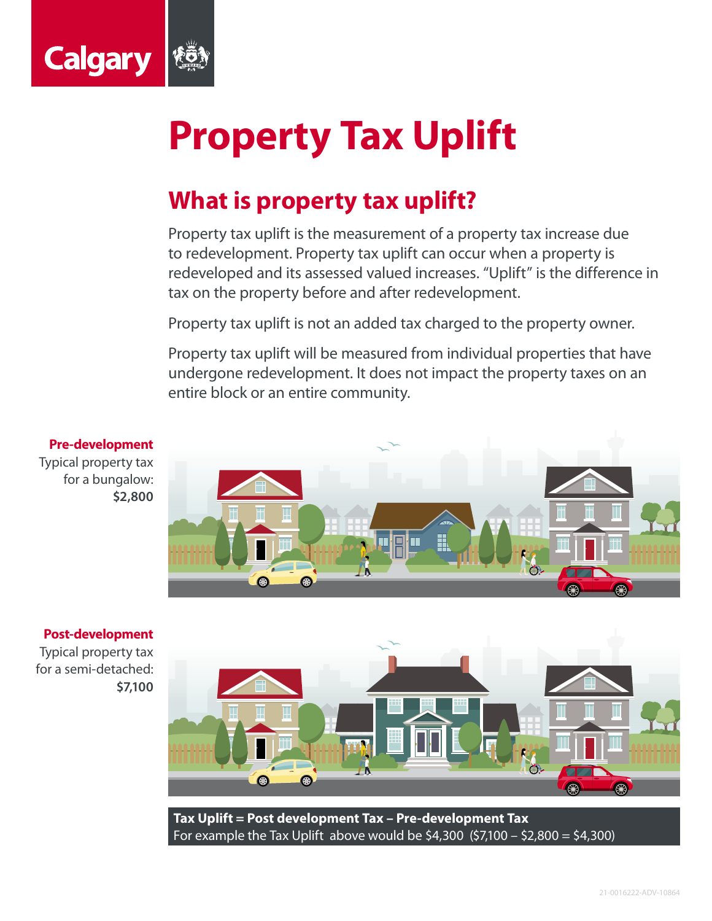Calgary

# Property Tax Uplift

## What is property tax uplift?

Property tax uplift is the measurement of a property tax increase due to redevelopment. Property tax uplift can occur when a property is redeveloped and its assessed valued increases. "Uplift" is the difference in tax on the property before and after redevelopment.

Property tax uplift is not an added tax charged to the property owner.

Property tax uplift will be measured from individual properties that have undergone redevelopment. It does not impact the property taxes on an entire block or an entire community.

**Pre-development**
Typical property tax for a bungalow:
**$2,800**

**Post-development**
Typical property tax for a semi-detached:
**$7,100**

**Tax Uplift = Post development Tax – Pre-development Tax**
For example the Tax Uplift above would be $4,300 ($7,100 – $2,800 = $4,300)

21-0016222-ADV-10864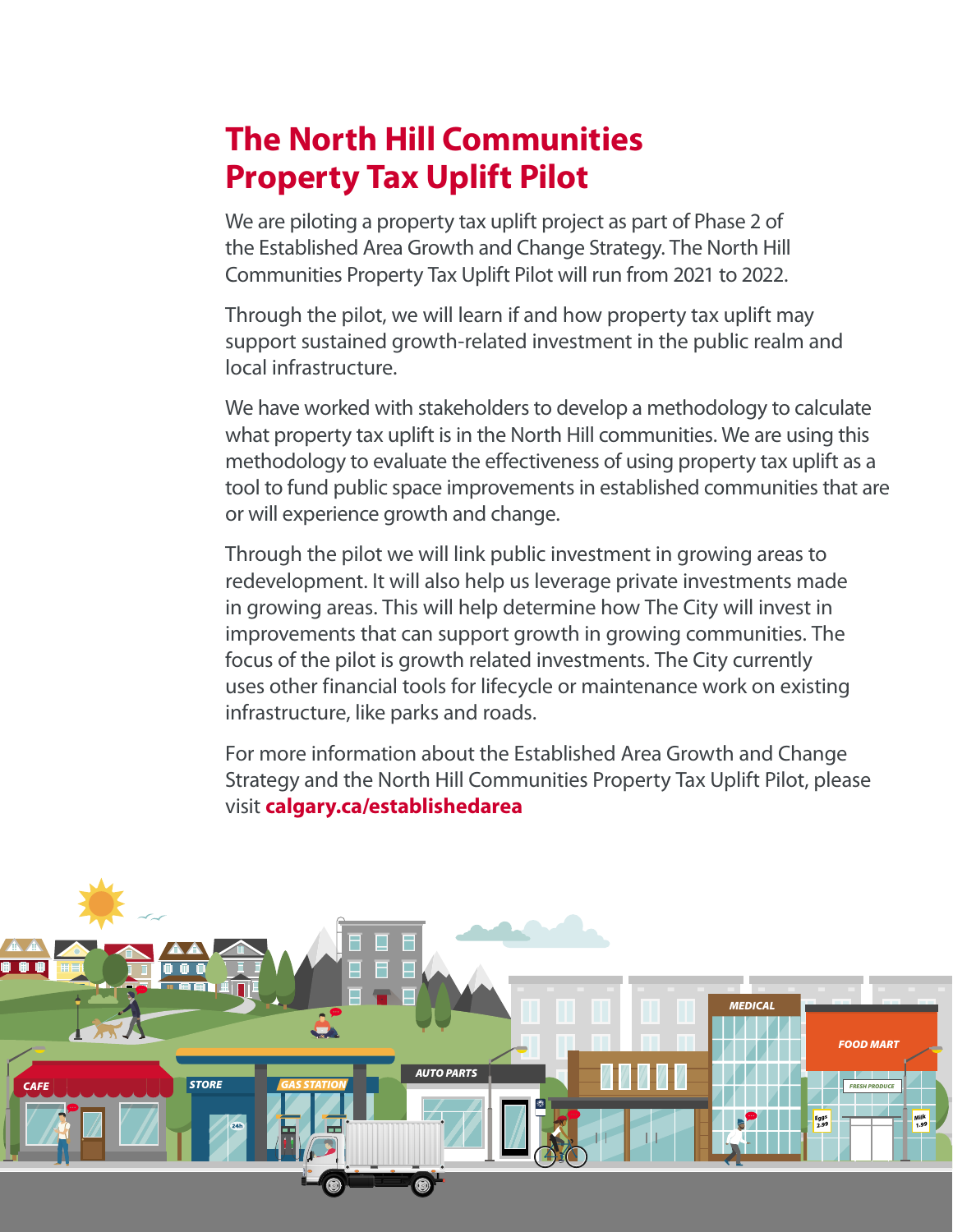# The North Hill Communities Property Tax Uplift Pilot

We are piloting a property tax uplift project as part of Phase 2 of the Established Area Growth and Change Strategy. The North Hill Communities Property Tax Uplift Pilot will run from 2021 to 2022.

Through the pilot, we will learn if and how property tax uplift may support sustained growth-related investment in the public realm and local infrastructure.

We have worked with stakeholders to develop a methodology to calculate what property tax uplift is in the North Hill communities. We are using this methodology to evaluate the effectiveness of using property tax uplift as a tool to fund public space improvements in established communities that are or will experience growth and change.

Through the pilot we will link public investment in growing areas to redevelopment. It will also help us leverage private investments made in growing areas. This will help determine how The City will invest in improvements that can support growth in growing communities. The focus of the pilot is growth related investments. The City currently uses other financial tools for lifecycle or maintenance work on existing infrastructure, like parks and roads.

For more information about the Established Area Growth and Change Strategy and the North Hill Communities Property Tax Uplift Pilot, please visit **calgary.ca/establishedarea**